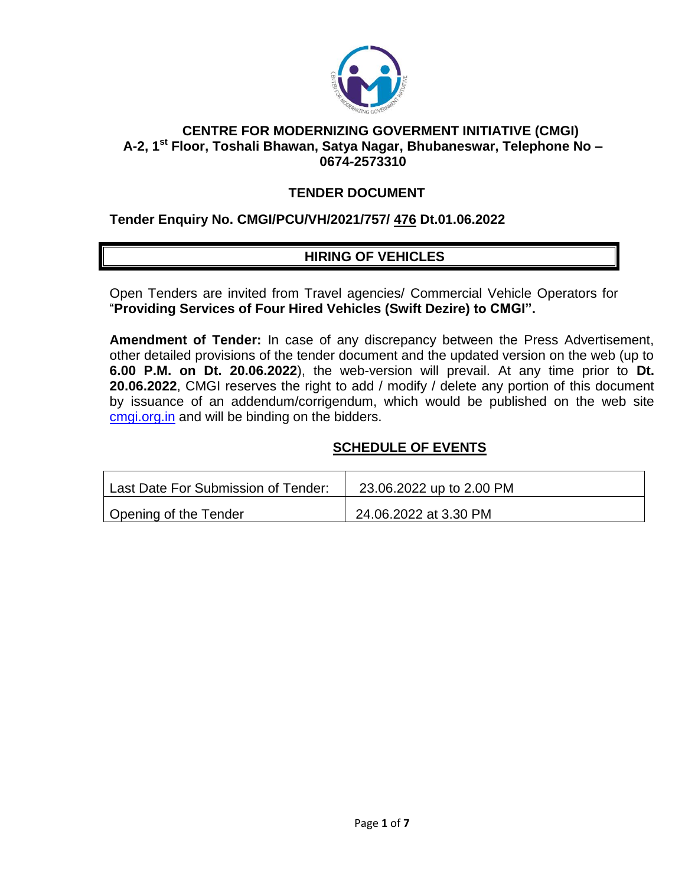# CENTRE FOR MODERNIZING GOVERMENT INITIATIVE (CMGI)

**A-2, 1st Floor, Toshali Bhawan, Satya Nagar, Bhubaneswar, Telephone No – 0674-2573310**

## TENDER DOCUMENT

**Tender Enquiry No. CMGI/PCU/VH/2021/757/ 476 Dt.01.06.2022**

## HIRING OF VEHICLES

Open Tenders are invited from Travel agencies/ Commercial Vehicle Operators for "**Providing Services of Four Hired Vehicles (Swift Dezire) to CMGI".**

**Amendment of Tender:** In case of any discrepancy between the Press Advertisement, other detailed provisions of the tender document and the updated version on the web (up to **6.00 P.M. on Dt. 20.06.2022**), the web-version will prevail. At any time prior to **Dt. 20.06.2022**, CMGI reserves the right to add / modify / delete any portion of this document by issuance of an addendum/corrigendum, which would be published on the web site cmgi.org.in and will be binding on the bidders.

## SCHEDULE OF EVENTS

| Last Date For Submission of Tender: | 23.06.2022 up to 2.00 PM |
| --- | --- |
| Opening of the Tender | 24.06.2022 at 3.30 PM |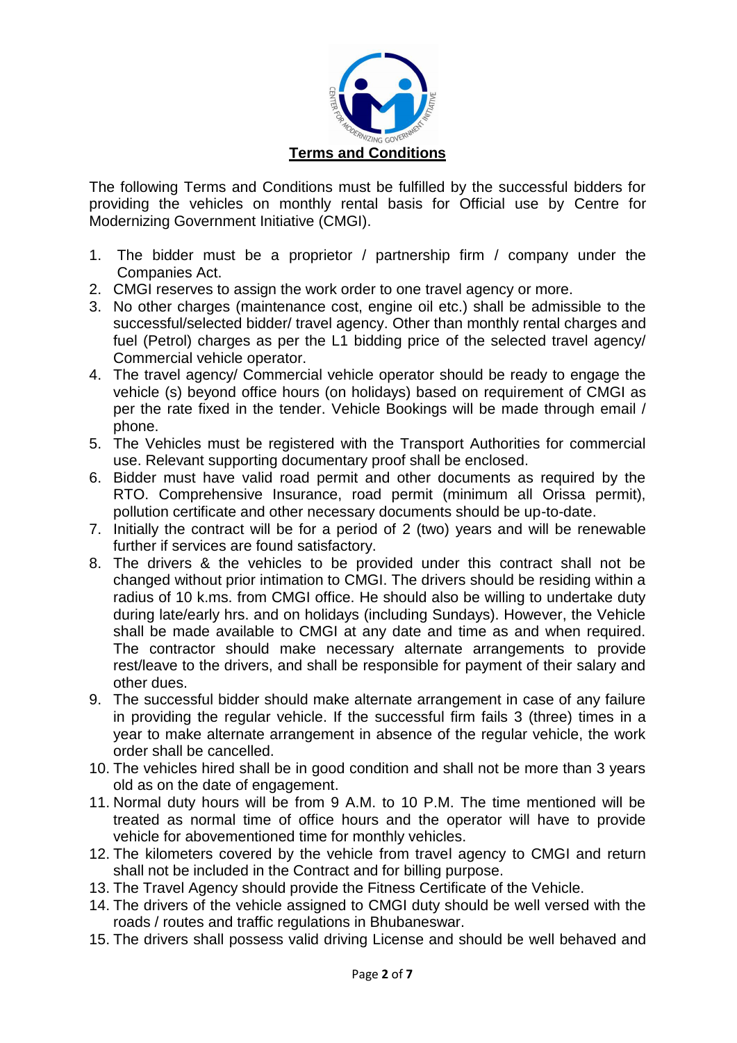## **Terms and Conditions**

The following Terms and Conditions must be fulfilled by the successful bidders for providing the vehicles on monthly rental basis for Official use by Centre for Modernizing Government Initiative (CMGI).

1. The bidder must be a proprietor / partnership firm / company under the Companies Act.
2. CMGI reserves to assign the work order to one travel agency or more.
3. No other charges (maintenance cost, engine oil etc.) shall be admissible to the successful/selected bidder/ travel agency. Other than monthly rental charges and fuel (Petrol) charges as per the L1 bidding price of the selected travel agency/ Commercial vehicle operator.
4. The travel agency/ Commercial vehicle operator should be ready to engage the vehicle (s) beyond office hours (on holidays) based on requirement of CMGI as per the rate fixed in the tender. Vehicle Bookings will be made through email / phone.
5. The Vehicles must be registered with the Transport Authorities for commercial use. Relevant supporting documentary proof shall be enclosed.
6. Bidder must have valid road permit and other documents as required by the RTO. Comprehensive Insurance, road permit (minimum all Orissa permit), pollution certificate and other necessary documents should be up-to-date.
7. Initially the contract will be for a period of 2 (two) years and will be renewable further if services are found satisfactory.
8. The drivers & the vehicles to be provided under this contract shall not be changed without prior intimation to CMGI. The drivers should be residing within a radius of 10 k.ms. from CMGI office. He should also be willing to undertake duty during late/early hrs. and on holidays (including Sundays). However, the Vehicle shall be made available to CMGI at any date and time as and when required. The contractor should make necessary alternate arrangements to provide rest/leave to the drivers, and shall be responsible for payment of their salary and other dues.
9. The successful bidder should make alternate arrangement in case of any failure in providing the regular vehicle. If the successful firm fails 3 (three) times in a year to make alternate arrangement in absence of the regular vehicle, the work order shall be cancelled.
10. The vehicles hired shall be in good condition and shall not be more than 3 years old as on the date of engagement.
11. Normal duty hours will be from 9 A.M. to 10 P.M. The time mentioned will be treated as normal time of office hours and the operator will have to provide vehicle for abovementioned time for monthly vehicles.
12. The kilometers covered by the vehicle from travel agency to CMGI and return shall not be included in the Contract and for billing purpose.
13. The Travel Agency should provide the Fitness Certificate of the Vehicle.
14. The drivers of the vehicle assigned to CMGI duty should be well versed with the roads / routes and traffic regulations in Bhubaneswar.
15. The drivers shall possess valid driving License and should be well behaved and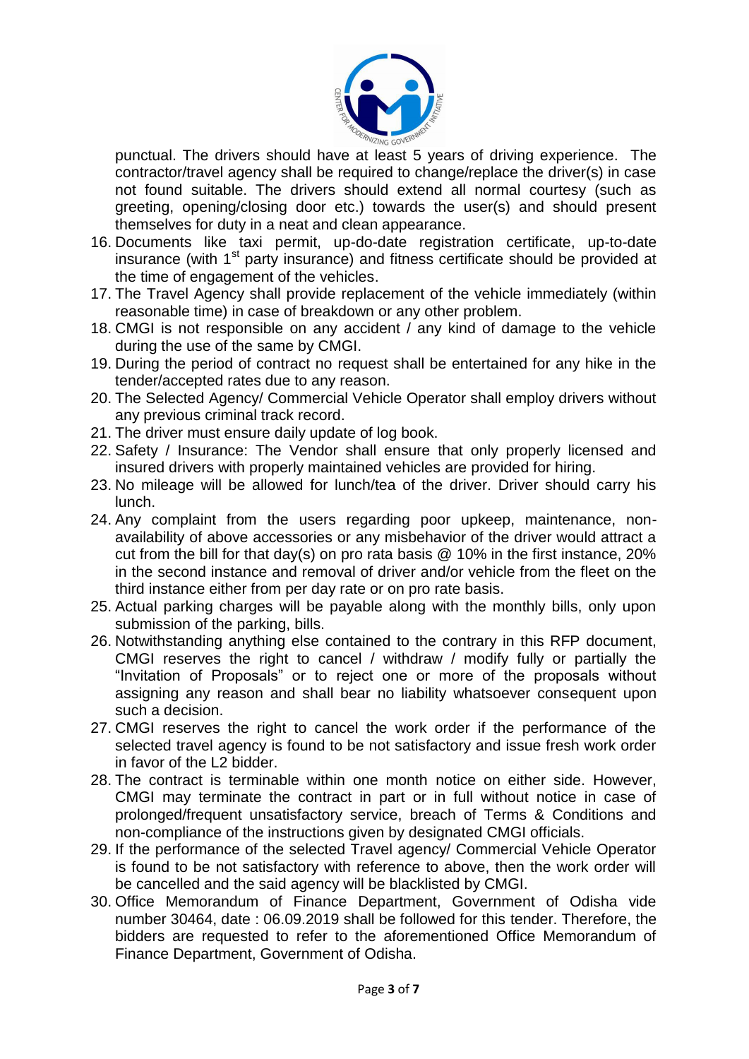punctual. The drivers should have at least 5 years of driving experience. The contractor/travel agency shall be required to change/replace the driver(s) in case not found suitable. The drivers should extend all normal courtesy (such as greeting, opening/closing door etc.) towards the user(s) and should present themselves for duty in a neat and clean appearance.

16. Documents like taxi permit, up-do-date registration certificate, up-to-date insurance (with 1st party insurance) and fitness certificate should be provided at the time of engagement of the vehicles.
17. The Travel Agency shall provide replacement of the vehicle immediately (within reasonable time) in case of breakdown or any other problem.
18. CMGI is not responsible on any accident / any kind of damage to the vehicle during the use of the same by CMGI.
19. During the period of contract no request shall be entertained for any hike in the tender/accepted rates due to any reason.
20. The Selected Agency/ Commercial Vehicle Operator shall employ drivers without any previous criminal track record.
21. The driver must ensure daily update of log book.
22. Safety / Insurance: The Vendor shall ensure that only properly licensed and insured drivers with properly maintained vehicles are provided for hiring.
23. No mileage will be allowed for lunch/tea of the driver. Driver should carry his lunch.
24. Any complaint from the users regarding poor upkeep, maintenance, non-availability of above accessories or any misbehavior of the driver would attract a cut from the bill for that day(s) on pro rata basis @ 10% in the first instance, 20% in the second instance and removal of driver and/or vehicle from the fleet on the third instance either from per day rate or on pro rate basis.
25. Actual parking charges will be payable along with the monthly bills, only upon submission of the parking, bills.
26. Notwithstanding anything else contained to the contrary in this RFP document, CMGI reserves the right to cancel / withdraw / modify fully or partially the "Invitation of Proposals" or to reject one or more of the proposals without assigning any reason and shall bear no liability whatsoever consequent upon such a decision.
27. CMGI reserves the right to cancel the work order if the performance of the selected travel agency is found to be not satisfactory and issue fresh work order in favor of the L2 bidder.
28. The contract is terminable within one month notice on either side. However, CMGI may terminate the contract in part or in full without notice in case of prolonged/frequent unsatisfactory service, breach of Terms & Conditions and non-compliance of the instructions given by designated CMGI officials.
29. If the performance of the selected Travel agency/ Commercial Vehicle Operator is found to be not satisfactory with reference to above, then the work order will be cancelled and the said agency will be blacklisted by CMGI.
30. Office Memorandum of Finance Department, Government of Odisha vide number 30464, date : 06.09.2019 shall be followed for this tender. Therefore, the bidders are requested to refer to the aforementioned Office Memorandum of Finance Department, Government of Odisha.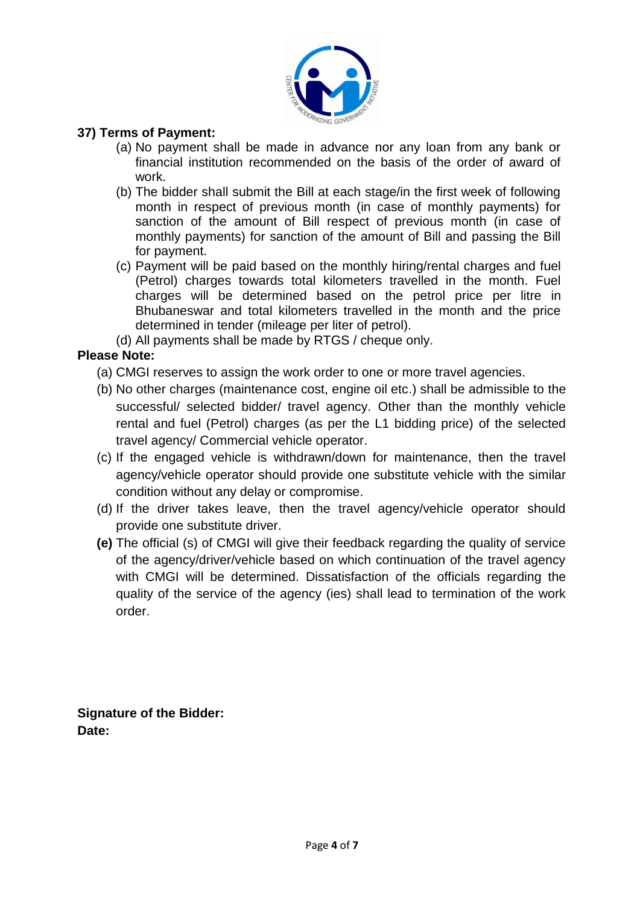**37) Terms of Payment:**

(a) No payment shall be made in advance nor any loan from any bank or financial institution recommended on the basis of the order of award of work.

(b) The bidder shall submit the Bill at each stage/in the first week of following month in respect of previous month (in case of monthly payments) for sanction of the amount of Bill respect of previous month (in case of monthly payments) for sanction of the amount of Bill and passing the Bill for payment.

(c) Payment will be paid based on the monthly hiring/rental charges and fuel (Petrol) charges towards total kilometers travelled in the month. Fuel charges will be determined based on the petrol price per litre in Bhubaneswar and total kilometers travelled in the month and the price determined in tender (mileage per liter of petrol).

(d) All payments shall be made by RTGS / cheque only.

**Please Note:**

(a) CMGI reserves to assign the work order to one or more travel agencies.

(b) No other charges (maintenance cost, engine oil etc.) shall be admissible to the successful/ selected bidder/ travel agency. Other than the monthly vehicle rental and fuel (Petrol) charges (as per the L1 bidding price) of the selected travel agency/ Commercial vehicle operator.

(c) If the engaged vehicle is withdrawn/down for maintenance, then the travel agency/vehicle operator should provide one substitute vehicle with the similar condition without any delay or compromise.

(d) If the driver takes leave, then the travel agency/vehicle operator should provide one substitute driver.

**(e)** The official (s) of CMGI will give their feedback regarding the quality of service of the agency/driver/vehicle based on which continuation of the travel agency with CMGI will be determined. Dissatisfaction of the officials regarding the quality of the service of the agency (ies) shall lead to termination of the work order.

**Signature of the Bidder:**

**Date:**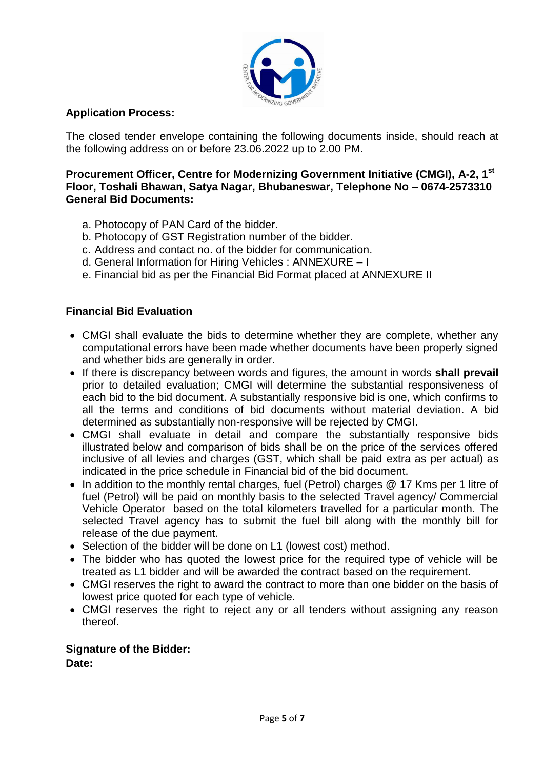**Application Process:**

The closed tender envelope containing the following documents inside, should reach at the following address on or before 23.06.2022 up to 2.00 PM.

**Procurement Officer, Centre for Modernizing Government Initiative (CMGI), A-2, 1st Floor, Toshali Bhawan, Satya Nagar, Bhubaneswar, Telephone No – 0674-2573310**
**General Bid Documents:**

a. Photocopy of PAN Card of the bidder.
b. Photocopy of GST Registration number of the bidder.
c. Address and contact no. of the bidder for communication.
d. General Information for Hiring Vehicles : ANNEXURE – I
e. Financial bid as per the Financial Bid Format placed at ANNEXURE II

**Financial Bid Evaluation**

- CMGI shall evaluate the bids to determine whether they are complete, whether any computational errors have been made whether documents have been properly signed and whether bids are generally in order.
- If there is discrepancy between words and figures, the amount in words **shall prevail** prior to detailed evaluation; CMGI will determine the substantial responsiveness of each bid to the bid document. A substantially responsive bid is one, which confirms to all the terms and conditions of bid documents without material deviation. A bid determined as substantially non-responsive will be rejected by CMGI.
- CMGI shall evaluate in detail and compare the substantially responsive bids illustrated below and comparison of bids shall be on the price of the services offered inclusive of all levies and charges (GST, which shall be paid extra as per actual) as indicated in the price schedule in Financial bid of the bid document.
- In addition to the monthly rental charges, fuel (Petrol) charges @ 17 Kms per 1 litre of fuel (Petrol) will be paid on monthly basis to the selected Travel agency/ Commercial Vehicle Operator based on the total kilometers travelled for a particular month. The selected Travel agency has to submit the fuel bill along with the monthly bill for release of the due payment.
- Selection of the bidder will be done on L1 (lowest cost) method.
- The bidder who has quoted the lowest price for the required type of vehicle will be treated as L1 bidder and will be awarded the contract based on the requirement.
- CMGI reserves the right to award the contract to more than one bidder on the basis of lowest price quoted for each type of vehicle.
- CMGI reserves the right to reject any or all tenders without assigning any reason thereof.

**Signature of the Bidder:**
**Date:**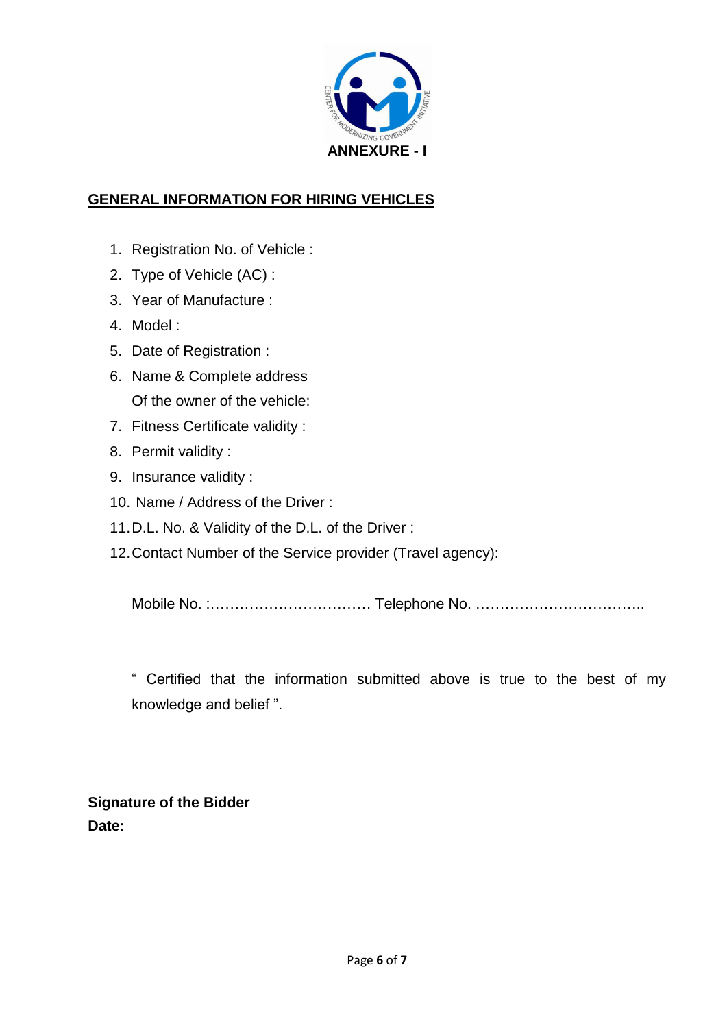**ANNEXURE - I**

## GENERAL INFORMATION FOR HIRING VEHICLES

1. Registration No. of Vehicle :
2. Type of Vehicle (AC) :
3. Year of Manufacture :
4. Model :
5. Date of Registration :
6. Name & Complete address
   Of the owner of the vehicle:
7. Fitness Certificate validity :
8. Permit validity :
9. Insurance validity :
10. Name / Address of the Driver :
11. D.L. No. & Validity of the D.L. of the Driver :
12. Contact Number of the Service provider (Travel agency):

    Mobile No. :…………………………… Telephone No. ……………………………..

" Certified that the information submitted above is true to the best of my knowledge and belief ".

**Signature of the Bidder**
**Date:**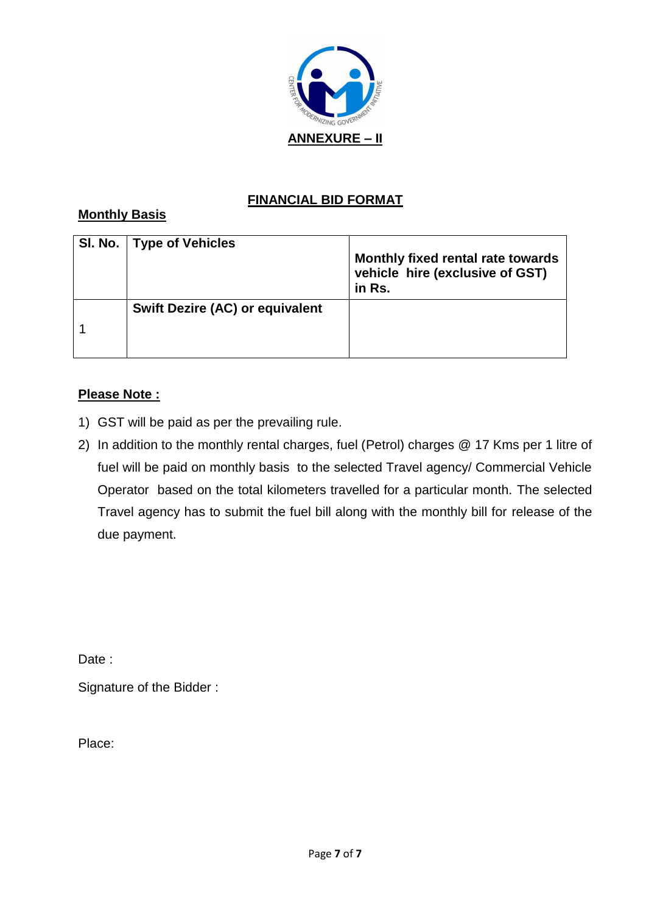## ANNEXURE – II

### FINANCIAL BID FORMAT

**Monthly Basis**

| Sl. No. | Type of Vehicles | Monthly fixed rental rate towards vehicle hire (exclusive of GST) in Rs. |
|---|---|---|
| 1 | **Swift Dezire (AC) or equivalent** | |

**Please Note :**

1) GST will be paid as per the prevailing rule.
2) In addition to the monthly rental charges, fuel (Petrol) charges @ 17 Kms per 1 litre of fuel will be paid on monthly basis to the selected Travel agency/ Commercial Vehicle Operator based on the total kilometers travelled for a particular month. The selected Travel agency has to submit the fuel bill along with the monthly bill for release of the due payment.

Date :

Signature of the Bidder :

Place: